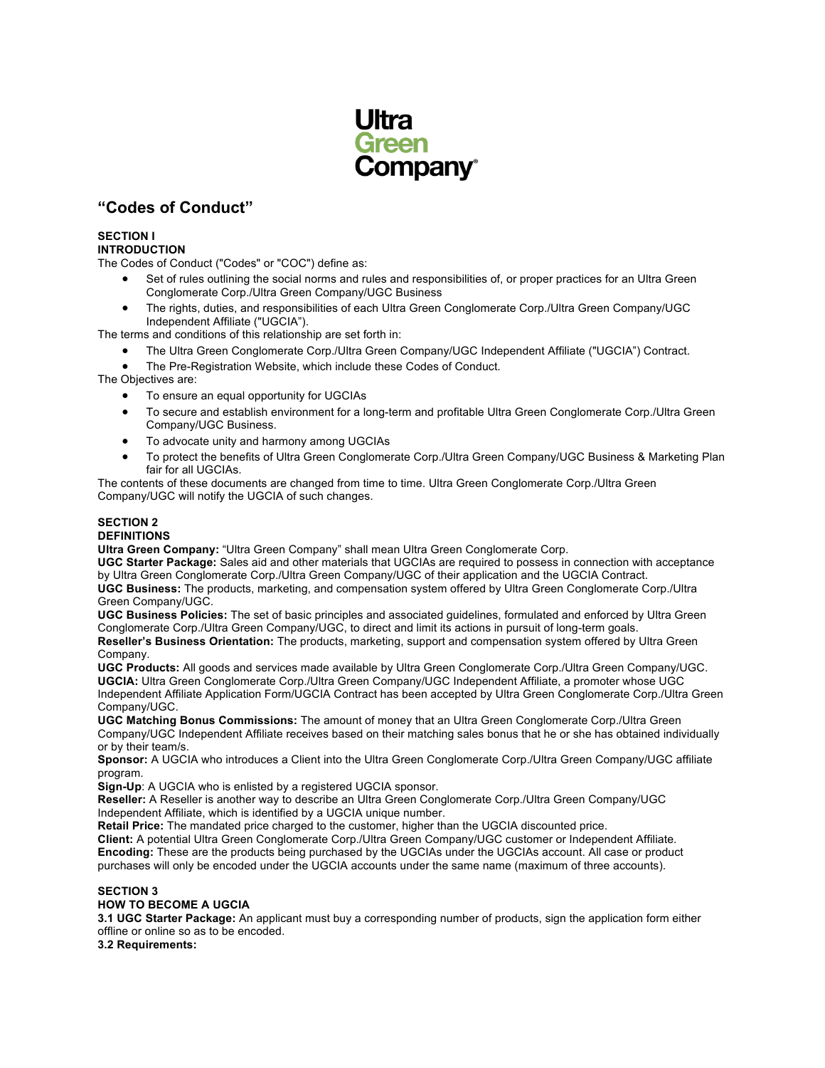Ultra
Green
Company®

# "Codes of Conduct"

## SECTION I
## INTRODUCTION

The Codes of Conduct ("Codes" or "COC") define as:

- Set of rules outlining the social norms and rules and responsibilities of, or proper practices for an Ultra Green Conglomerate Corp./Ultra Green Company/UGC Business
- The rights, duties, and responsibilities of each Ultra Green Conglomerate Corp./Ultra Green Company/UGC Independent Affiliate ("UGCIA").

The terms and conditions of this relationship are set forth in:

- The Ultra Green Conglomerate Corp./Ultra Green Company/UGC Independent Affiliate ("UGCIA") Contract.
- The Pre-Registration Website, which include these Codes of Conduct.

The Objectives are:

- To ensure an equal opportunity for UGCIAs
- To secure and establish environment for a long-term and profitable Ultra Green Conglomerate Corp./Ultra Green Company/UGC Business.
- To advocate unity and harmony among UGCIAs
- To protect the benefits of Ultra Green Conglomerate Corp./Ultra Green Company/UGC Business & Marketing Plan fair for all UGCIAs.

The contents of these documents are changed from time to time. Ultra Green Conglomerate Corp./Ultra Green Company/UGC will notify the UGCIA of such changes.

## SECTION 2
## DEFINITIONS

**Ultra Green Company:** "Ultra Green Company" shall mean Ultra Green Conglomerate Corp.
**UGC Starter Package:** Sales aid and other materials that UGCIAs are required to possess in connection with acceptance by Ultra Green Conglomerate Corp./Ultra Green Company/UGC of their application and the UGCIA Contract.
**UGC Business:** The products, marketing, and compensation system offered by Ultra Green Conglomerate Corp./Ultra Green Company/UGC.
**UGC Business Policies:** The set of basic principles and associated guidelines, formulated and enforced by Ultra Green Conglomerate Corp./Ultra Green Company/UGC, to direct and limit its actions in pursuit of long-term goals.
**Reseller's Business Orientation:** The products, marketing, support and compensation system offered by Ultra Green Company.
**UGC Products:** All goods and services made available by Ultra Green Conglomerate Corp./Ultra Green Company/UGC.
**UGCIA:** Ultra Green Conglomerate Corp./Ultra Green Company/UGC Independent Affiliate, a promoter whose UGC Independent Affiliate Application Form/UGCIA Contract has been accepted by Ultra Green Conglomerate Corp./Ultra Green Company/UGC.
**UGC Matching Bonus Commissions:** The amount of money that an Ultra Green Conglomerate Corp./Ultra Green Company/UGC Independent Affiliate receives based on their matching sales bonus that he or she has obtained individually or by their team/s.
**Sponsor:** A UGCIA who introduces a Client into the Ultra Green Conglomerate Corp./Ultra Green Company/UGC affiliate program.
**Sign-Up**: A UGCIA who is enlisted by a registered UGCIA sponsor.
**Reseller:** A Reseller is another way to describe an Ultra Green Conglomerate Corp./Ultra Green Company/UGC Independent Affiliate, which is identified by a UGCIA unique number.
**Retail Price:** The mandated price charged to the customer, higher than the UGCIA discounted price.
**Client:** A potential Ultra Green Conglomerate Corp./Ultra Green Company/UGC customer or Independent Affiliate.
**Encoding:** These are the products being purchased by the UGCIAs under the UGCIAs account. All case or product purchases will only be encoded under the UGCIA accounts under the same name (maximum of three accounts).

## SECTION 3
## HOW TO BECOME A UGCIA

**3.1 UGC Starter Package:** An applicant must buy a corresponding number of products, sign the application form either offline or online so as to be encoded.
**3.2 Requirements:**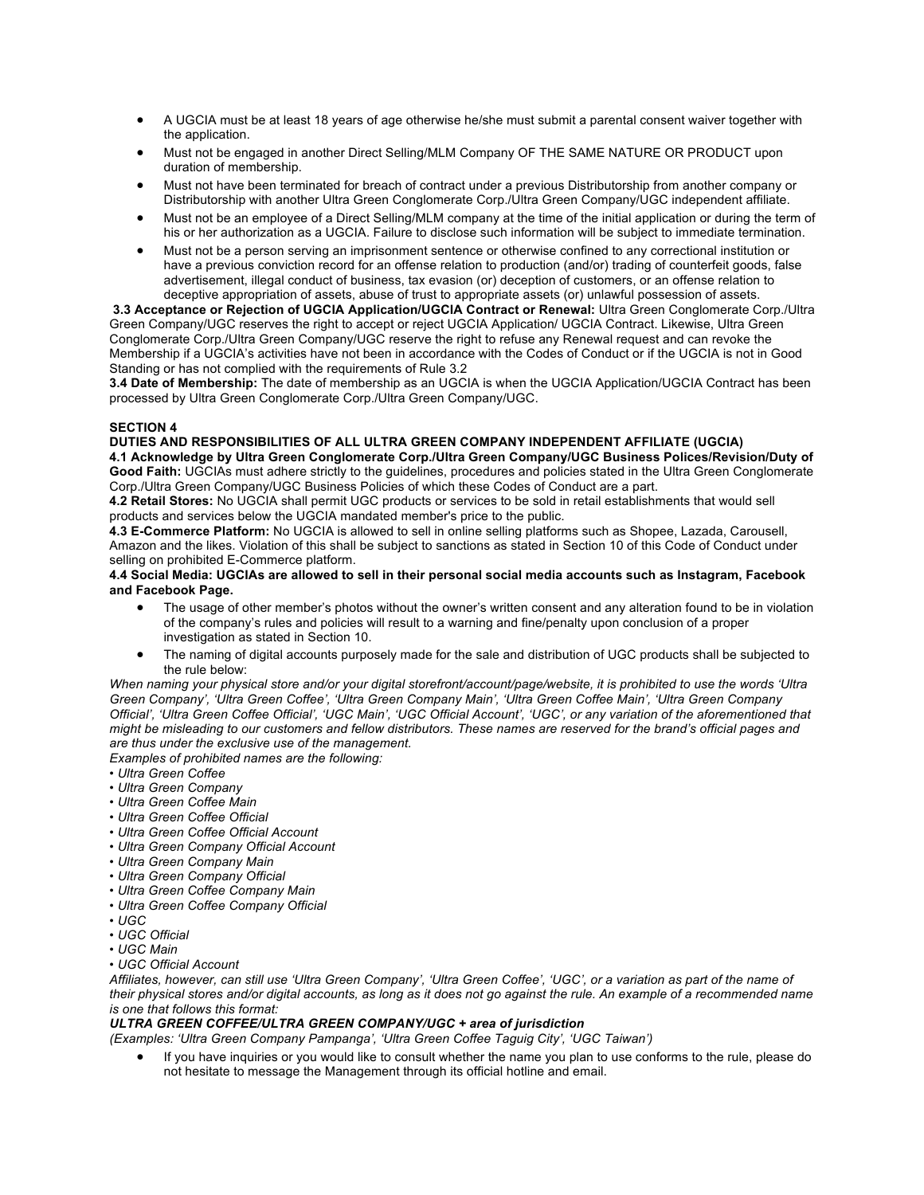- A UGCIA must be at least 18 years of age otherwise he/she must submit a parental consent waiver together with the application.
- Must not be engaged in another Direct Selling/MLM Company OF THE SAME NATURE OR PRODUCT upon duration of membership.
- Must not have been terminated for breach of contract under a previous Distributorship from another company or Distributorship with another Ultra Green Conglomerate Corp./Ultra Green Company/UGC independent affiliate.
- Must not be an employee of a Direct Selling/MLM company at the time of the initial application or during the term of his or her authorization as a UGCIA. Failure to disclose such information will be subject to immediate termination.
- Must not be a person serving an imprisonment sentence or otherwise confined to any correctional institution or have a previous conviction record for an offense relation to production (and/or) trading of counterfeit goods, false advertisement, illegal conduct of business, tax evasion (or) deception of customers, or an offense relation to deceptive appropriation of assets, abuse of trust to appropriate assets (or) unlawful possession of assets.

**3.3 Acceptance or Rejection of UGCIA Application/UGCIA Contract or Renewal:** Ultra Green Conglomerate Corp./Ultra Green Company/UGC reserves the right to accept or reject UGCIA Application/ UGCIA Contract. Likewise, Ultra Green Conglomerate Corp./Ultra Green Company/UGC reserve the right to refuse any Renewal request and can revoke the Membership if a UGCIA's activities have not been in accordance with the Codes of Conduct or if the UGCIA is not in Good Standing or has not complied with the requirements of Rule 3.2

**3.4 Date of Membership:** The date of membership as an UGCIA is when the UGCIA Application/UGCIA Contract has been processed by Ultra Green Conglomerate Corp./Ultra Green Company/UGC.

## SECTION 4

## DUTIES AND RESPONSIBILITIES OF ALL ULTRA GREEN COMPANY INDEPENDENT AFFILIATE (UGCIA)

**4.1 Acknowledge by Ultra Green Conglomerate Corp./Ultra Green Company/UGC Business Polices/Revision/Duty of Good Faith:** UGCIAs must adhere strictly to the guidelines, procedures and policies stated in the Ultra Green Conglomerate Corp./Ultra Green Company/UGC Business Policies of which these Codes of Conduct are a part.

**4.2 Retail Stores:** No UGCIA shall permit UGC products or services to be sold in retail establishments that would sell products and services below the UGCIA mandated member's price to the public.

**4.3 E-Commerce Platform:** No UGCIA is allowed to sell in online selling platforms such as Shopee, Lazada, Carousell, Amazon and the likes. Violation of this shall be subject to sanctions as stated in Section 10 of this Code of Conduct under selling on prohibited E-Commerce platform.

**4.4 Social Media: UGCIAs are allowed to sell in their personal social media accounts such as Instagram, Facebook and Facebook Page.**

- The usage of other member's photos without the owner's written consent and any alteration found to be in violation of the company's rules and policies will result to a warning and fine/penalty upon conclusion of a proper investigation as stated in Section 10.
- The naming of digital accounts purposely made for the sale and distribution of UGC products shall be subjected to the rule below:

*When naming your physical store and/or your digital storefront/account/page/website, it is prohibited to use the words 'Ultra Green Company', 'Ultra Green Coffee', 'Ultra Green Company Main', 'Ultra Green Coffee Main', 'Ultra Green Company Official', 'Ultra Green Coffee Official', 'UGC Main', 'UGC Official Account', 'UGC', or any variation of the aforementioned that might be misleading to our customers and fellow distributors. These names are reserved for the brand's official pages and are thus under the exclusive use of the management.*

*Examples of prohibited names are the following:*

- *Ultra Green Coffee*
- *Ultra Green Company*
- *Ultra Green Coffee Main*
- *Ultra Green Coffee Official*
- *Ultra Green Coffee Official Account*
- *Ultra Green Company Official Account*
- *Ultra Green Company Main*
- *Ultra Green Company Official*
- *Ultra Green Coffee Company Main*
- *Ultra Green Coffee Company Official*
- *UGC*
- *UGC Official*
- *UGC Main*
- *UGC Official Account*

*Affiliates, however, can still use 'Ultra Green Company', 'Ultra Green Coffee', 'UGC', or a variation as part of the name of their physical stores and/or digital accounts, as long as it does not go against the rule. An example of a recommended name is one that follows this format:*

***ULTRA GREEN COFFEE/ULTRA GREEN COMPANY/UGC + area of jurisdiction***

*(Examples: 'Ultra Green Company Pampanga', 'Ultra Green Coffee Taguig City', 'UGC Taiwan')*

- If you have inquiries or you would like to consult whether the name you plan to use conforms to the rule, please do not hesitate to message the Management through its official hotline and email.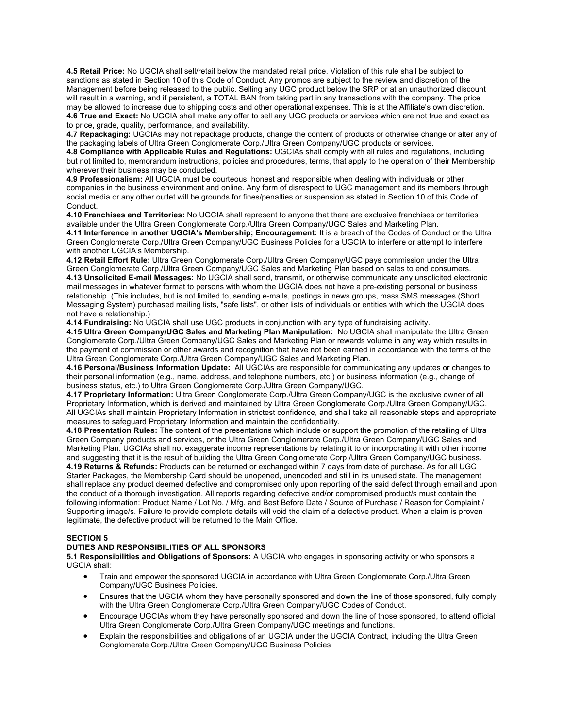**4.5 Retail Price:** No UGCIA shall sell/retail below the mandated retail price. Violation of this rule shall be subject to sanctions as stated in Section 10 of this Code of Conduct. Any promos are subject to the review and discretion of the Management before being released to the public. Selling any UGC product below the SRP or at an unauthorized discount will result in a warning, and if persistent, a TOTAL BAN from taking part in any transactions with the company. The price may be allowed to increase due to shipping costs and other operational expenses. This is at the Affiliate's own discretion.

**4.6 True and Exact:** No UGCIA shall make any offer to sell any UGC products or services which are not true and exact as to price, grade, quality, performance, and availability.

**4.7 Repackaging:** UGCIAs may not repackage products, change the content of products or otherwise change or alter any of the packaging labels of Ultra Green Conglomerate Corp./Ultra Green Company/UGC products or services.

**4.8 Compliance with Applicable Rules and Regulations:** UGCIAs shall comply with all rules and regulations, including but not limited to, memorandum instructions, policies and procedures, terms, that apply to the operation of their Membership wherever their business may be conducted.

**4.9 Professionalism:** All UGCIA must be courteous, honest and responsible when dealing with individuals or other companies in the business environment and online. Any form of disrespect to UGC management and its members through social media or any other outlet will be grounds for fines/penalties or suspension as stated in Section 10 of this Code of Conduct.

**4.10 Franchises and Territories:** No UGCIA shall represent to anyone that there are exclusive franchises or territories available under the Ultra Green Conglomerate Corp./Ultra Green Company/UGC Sales and Marketing Plan.

**4.11 Interference in another UGCIA's Membership; Encouragement:** It is a breach of the Codes of Conduct or the Ultra Green Conglomerate Corp./Ultra Green Company/UGC Business Policies for a UGCIA to interfere or attempt to interfere with another UGCIA's Membership.

**4.12 Retail Effort Rule:** Ultra Green Conglomerate Corp./Ultra Green Company/UGC pays commission under the Ultra Green Conglomerate Corp./Ultra Green Company/UGC Sales and Marketing Plan based on sales to end consumers.

**4.13 Unsolicited E-mail Messages:** No UGCIA shall send, transmit, or otherwise communicate any unsolicited electronic mail messages in whatever format to persons with whom the UGCIA does not have a pre-existing personal or business relationship. (This includes, but is not limited to, sending e-mails, postings in news groups, mass SMS messages (Short Messaging System) purchased mailing lists, "safe lists", or other lists of individuals or entities with which the UGCIA does not have a relationship.)

**4.14 Fundraising:** No UGCIA shall use UGC products in conjunction with any type of fundraising activity.

**4.15 Ultra Green Company/UGC Sales and Marketing Plan Manipulation:** No UGCIA shall manipulate the Ultra Green Conglomerate Corp./Ultra Green Company/UGC Sales and Marketing Plan or rewards volume in any way which results in the payment of commission or other awards and recognition that have not been earned in accordance with the terms of the Ultra Green Conglomerate Corp./Ultra Green Company/UGC Sales and Marketing Plan.

**4.16 Personal/Business Information Update:** All UGCIAs are responsible for communicating any updates or changes to their personal information (e.g., name, address, and telephone numbers, etc.) or business information (e.g., change of business status, etc.) to Ultra Green Conglomerate Corp./Ultra Green Company/UGC.

**4.17 Proprietary Information:** Ultra Green Conglomerate Corp./Ultra Green Company/UGC is the exclusive owner of all Proprietary Information, which is derived and maintained by Ultra Green Conglomerate Corp./Ultra Green Company/UGC. All UGCIAs shall maintain Proprietary Information in strictest confidence, and shall take all reasonable steps and appropriate measures to safeguard Proprietary Information and maintain the confidentiality.

**4.18 Presentation Rules:** The content of the presentations which include or support the promotion of the retailing of Ultra Green Company products and services, or the Ultra Green Conglomerate Corp./Ultra Green Company/UGC Sales and Marketing Plan. UGCIAs shall not exaggerate income representations by relating it to or incorporating it with other income and suggesting that it is the result of building the Ultra Green Conglomerate Corp./Ultra Green Company/UGC business.

**4.19 Returns & Refunds:** Products can be returned or exchanged within 7 days from date of purchase. As for all UGC Starter Packages, the Membership Card should be unopened, unencoded and still in its unused state. The management shall replace any product deemed defective and compromised only upon reporting of the said defect through email and upon the conduct of a thorough investigation. All reports regarding defective and/or compromised product/s must contain the following information: Product Name / Lot No. / Mfg. and Best Before Date / Source of Purchase / Reason for Complaint / Supporting image/s. Failure to provide complete details will void the claim of a defective product. When a claim is proven legitimate, the defective product will be returned to the Main Office.

## SECTION 5

## DUTIES AND RESPONSIBILITIES OF ALL SPONSORS

**5.1 Responsibilities and Obligations of Sponsors:** A UGCIA who engages in sponsoring activity or who sponsors a UGCIA shall:

- Train and empower the sponsored UGCIA in accordance with Ultra Green Conglomerate Corp./Ultra Green Company/UGC Business Policies.
- Ensures that the UGCIA whom they have personally sponsored and down the line of those sponsored, fully comply with the Ultra Green Conglomerate Corp./Ultra Green Company/UGC Codes of Conduct.
- Encourage UGCIAs whom they have personally sponsored and down the line of those sponsored, to attend official Ultra Green Conglomerate Corp./Ultra Green Company/UGC meetings and functions.
- Explain the responsibilities and obligations of an UGCIA under the UGCIA Contract, including the Ultra Green Conglomerate Corp./Ultra Green Company/UGC Business Policies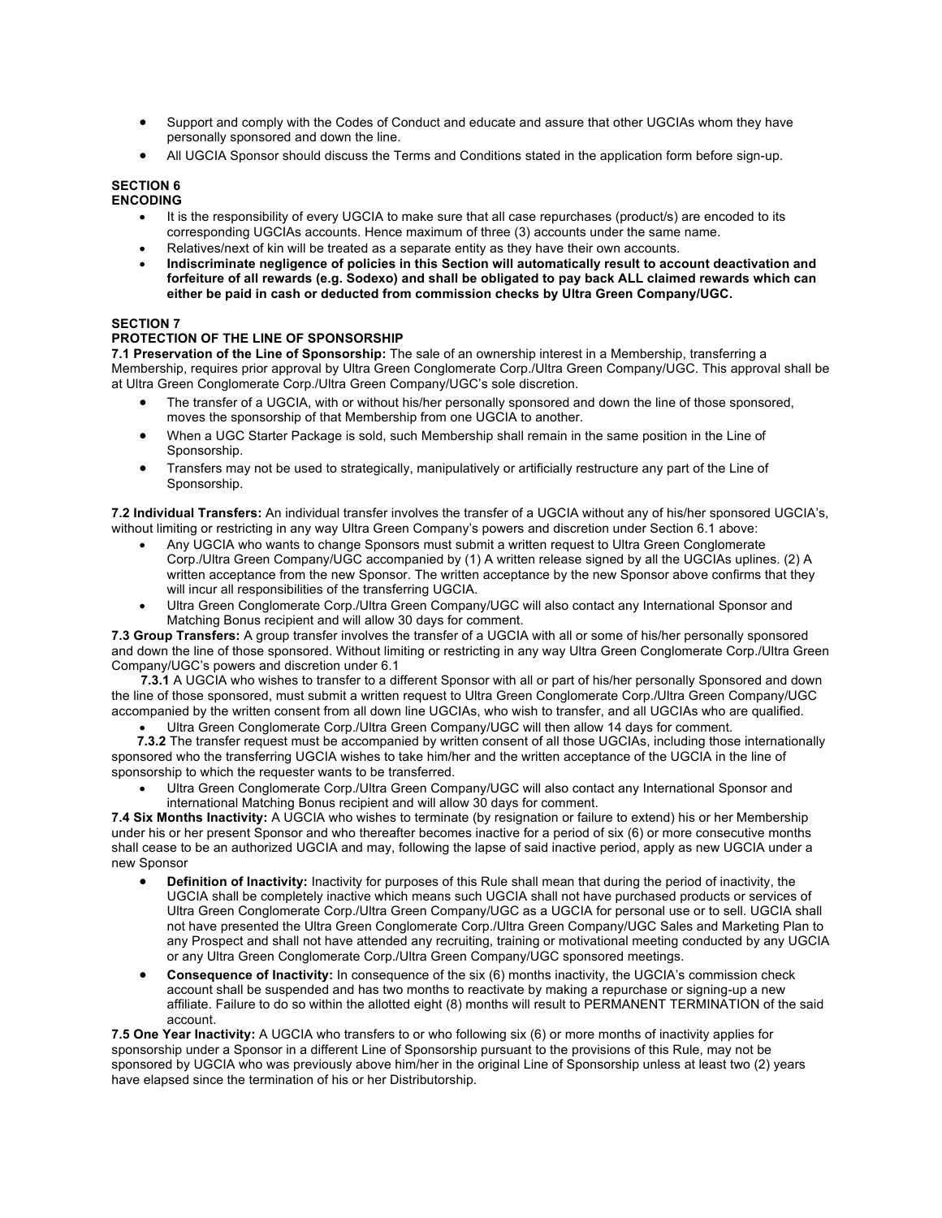- Support and comply with the Codes of Conduct and educate and assure that other UGCIAs whom they have personally sponsored and down the line.
- All UGCIA Sponsor should discuss the Terms and Conditions stated in the application form before sign-up.

**SECTION 6**
**ENCODING**

- It is the responsibility of every UGCIA to make sure that all case repurchases (product/s) are encoded to its corresponding UGCIAs accounts. Hence maximum of three (3) accounts under the same name.
- Relatives/next of kin will be treated as a separate entity as they have their own accounts.
- **Indiscriminate negligence of policies in this Section will automatically result to account deactivation and forfeiture of all rewards (e.g. Sodexo) and shall be obligated to pay back ALL claimed rewards which can either be paid in cash or deducted from commission checks by Ultra Green Company/UGC.**

**SECTION 7**
**PROTECTION OF THE LINE OF SPONSORSHIP**

**7.1 Preservation of the Line of Sponsorship:** The sale of an ownership interest in a Membership, transferring a Membership, requires prior approval by Ultra Green Conglomerate Corp./Ultra Green Company/UGC. This approval shall be at Ultra Green Conglomerate Corp./Ultra Green Company/UGC's sole discretion.

- The transfer of a UGCIA, with or without his/her personally sponsored and down the line of those sponsored, moves the sponsorship of that Membership from one UGCIA to another.
- When a UGC Starter Package is sold, such Membership shall remain in the same position in the Line of Sponsorship.
- Transfers may not be used to strategically, manipulatively or artificially restructure any part of the Line of Sponsorship.

**7.2 Individual Transfers:** An individual transfer involves the transfer of a UGCIA without any of his/her sponsored UGCIA's, without limiting or restricting in any way Ultra Green Company's powers and discretion under Section 6.1 above:

- Any UGCIA who wants to change Sponsors must submit a written request to Ultra Green Conglomerate Corp./Ultra Green Company/UGC accompanied by (1) A written release signed by all the UGCIAs uplines. (2) A written acceptance from the new Sponsor. The written acceptance by the new Sponsor above confirms that they will incur all responsibilities of the transferring UGCIA.
- Ultra Green Conglomerate Corp./Ultra Green Company/UGC will also contact any International Sponsor and Matching Bonus recipient and will allow 30 days for comment.

**7.3 Group Transfers:** A group transfer involves the transfer of a UGCIA with all or some of his/her personally sponsored and down the line of those sponsored. Without limiting or restricting in any way Ultra Green Conglomerate Corp./Ultra Green Company/UGC's powers and discretion under 6.1

**7.3.1** A UGCIA who wishes to transfer to a different Sponsor with all or part of his/her personally Sponsored and down the line of those sponsored, must submit a written request to Ultra Green Conglomerate Corp./Ultra Green Company/UGC accompanied by the written consent from all down line UGCIAs, who wish to transfer, and all UGCIAs who are qualified.

- Ultra Green Conglomerate Corp./Ultra Green Company/UGC will then allow 14 days for comment.

**7.3.2** The transfer request must be accompanied by written consent of all those UGCIAs, including those internationally sponsored who the transferring UGCIA wishes to take him/her and the written acceptance of the UGCIA in the line of sponsorship to which the requester wants to be transferred.

- Ultra Green Conglomerate Corp./Ultra Green Company/UGC will also contact any International Sponsor and international Matching Bonus recipient and will allow 30 days for comment.

**7.4 Six Months Inactivity:** A UGCIA who wishes to terminate (by resignation or failure to extend) his or her Membership under his or her present Sponsor and who thereafter becomes inactive for a period of six (6) or more consecutive months shall cease to be an authorized UGCIA and may, following the lapse of said inactive period, apply as new UGCIA under a new Sponsor

- **Definition of Inactivity:** Inactivity for purposes of this Rule shall mean that during the period of inactivity, the UGCIA shall be completely inactive which means such UGCIA shall not have purchased products or services of Ultra Green Conglomerate Corp./Ultra Green Company/UGC as a UGCIA for personal use or to sell. UGCIA shall not have presented the Ultra Green Conglomerate Corp./Ultra Green Company/UGC Sales and Marketing Plan to any Prospect and shall not have attended any recruiting, training or motivational meeting conducted by any UGCIA or any Ultra Green Conglomerate Corp./Ultra Green Company/UGC sponsored meetings.
- **Consequence of Inactivity:** In consequence of the six (6) months inactivity, the UGCIA's commission check account shall be suspended and has two months to reactivate by making a repurchase or signing-up a new affiliate. Failure to do so within the allotted eight (8) months will result to PERMANENT TERMINATION of the said account.

**7.5 One Year Inactivity:** A UGCIA who transfers to or who following six (6) or more months of inactivity applies for sponsorship under a Sponsor in a different Line of Sponsorship pursuant to the provisions of this Rule, may not be sponsored by UGCIA who was previously above him/her in the original Line of Sponsorship unless at least two (2) years have elapsed since the termination of his or her Distributorship.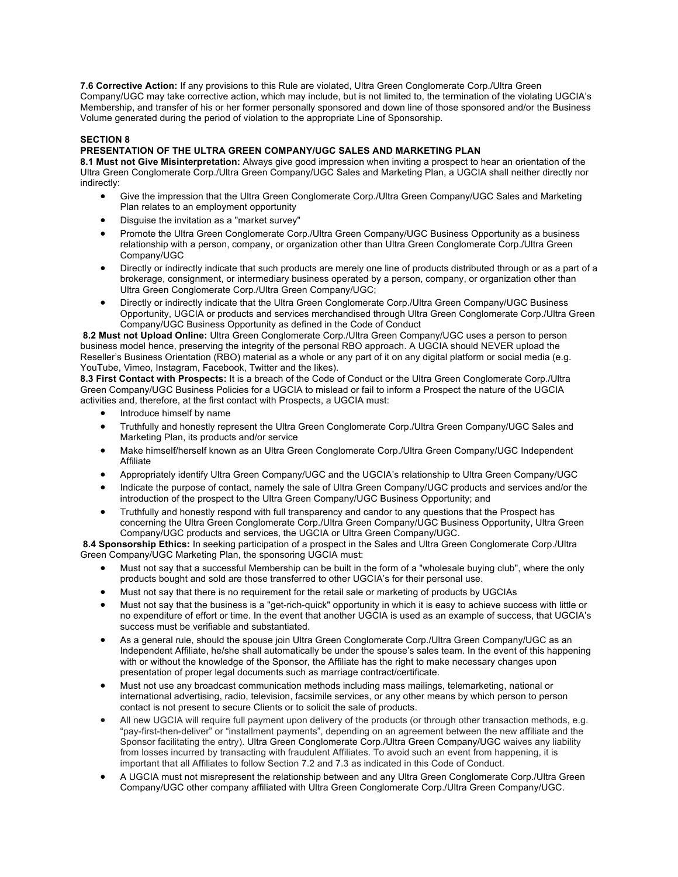**7.6 Corrective Action:** If any provisions to this Rule are violated, Ultra Green Conglomerate Corp./Ultra Green Company/UGC may take corrective action, which may include, but is not limited to, the termination of the violating UGCIA's Membership, and transfer of his or her former personally sponsored and down line of those sponsored and/or the Business Volume generated during the period of violation to the appropriate Line of Sponsorship.

## SECTION 8

### PRESENTATION OF THE ULTRA GREEN COMPANY/UGC SALES AND MARKETING PLAN

**8.1 Must not Give Misinterpretation:** Always give good impression when inviting a prospect to hear an orientation of the Ultra Green Conglomerate Corp./Ultra Green Company/UGC Sales and Marketing Plan, a UGCIA shall neither directly nor indirectly:

- Give the impression that the Ultra Green Conglomerate Corp./Ultra Green Company/UGC Sales and Marketing Plan relates to an employment opportunity
- Disguise the invitation as a "market survey"
- Promote the Ultra Green Conglomerate Corp./Ultra Green Company/UGC Business Opportunity as a business relationship with a person, company, or organization other than Ultra Green Conglomerate Corp./Ultra Green Company/UGC
- Directly or indirectly indicate that such products are merely one line of products distributed through or as a part of a brokerage, consignment, or intermediary business operated by a person, company, or organization other than Ultra Green Conglomerate Corp./Ultra Green Company/UGC;
- Directly or indirectly indicate that the Ultra Green Conglomerate Corp./Ultra Green Company/UGC Business Opportunity, UGCIA or products and services merchandised through Ultra Green Conglomerate Corp./Ultra Green Company/UGC Business Opportunity as defined in the Code of Conduct

**8.2 Must not Upload Online:** Ultra Green Conglomerate Corp./Ultra Green Company/UGC uses a person to person business model hence, preserving the integrity of the personal RBO approach. A UGCIA should NEVER upload the Reseller's Business Orientation (RBO) material as a whole or any part of it on any digital platform or social media (e.g. YouTube, Vimeo, Instagram, Facebook, Twitter and the likes).

**8.3 First Contact with Prospects:** It is a breach of the Code of Conduct or the Ultra Green Conglomerate Corp./Ultra Green Company/UGC Business Policies for a UGCIA to mislead or fail to inform a Prospect the nature of the UGCIA activities and, therefore, at the first contact with Prospects, a UGCIA must:

- Introduce himself by name
- Truthfully and honestly represent the Ultra Green Conglomerate Corp./Ultra Green Company/UGC Sales and Marketing Plan, its products and/or service
- Make himself/herself known as an Ultra Green Conglomerate Corp./Ultra Green Company/UGC Independent Affiliate
- Appropriately identify Ultra Green Company/UGC and the UGCIA's relationship to Ultra Green Company/UGC
- Indicate the purpose of contact, namely the sale of Ultra Green Company/UGC products and services and/or the introduction of the prospect to the Ultra Green Company/UGC Business Opportunity; and
- Truthfully and honestly respond with full transparency and candor to any questions that the Prospect has concerning the Ultra Green Conglomerate Corp./Ultra Green Company/UGC Business Opportunity, Ultra Green Company/UGC products and services, the UGCIA or Ultra Green Company/UGC.

**8.4 Sponsorship Ethics:** In seeking participation of a prospect in the Sales and Ultra Green Conglomerate Corp./Ultra Green Company/UGC Marketing Plan, the sponsoring UGCIA must:

- Must not say that a successful Membership can be built in the form of a "wholesale buying club", where the only products bought and sold are those transferred to other UGCIA's for their personal use.
- Must not say that there is no requirement for the retail sale or marketing of products by UGCIAs
- Must not say that the business is a "get-rich-quick" opportunity in which it is easy to achieve success with little or no expenditure of effort or time. In the event that another UGCIA is used as an example of success, that UGCIA's success must be verifiable and substantiated.
- As a general rule, should the spouse join Ultra Green Conglomerate Corp./Ultra Green Company/UGC as an Independent Affiliate, he/she shall automatically be under the spouse's sales team. In the event of this happening with or without the knowledge of the Sponsor, the Affiliate has the right to make necessary changes upon presentation of proper legal documents such as marriage contract/certificate.
- Must not use any broadcast communication methods including mass mailings, telemarketing, national or international advertising, radio, television, facsimile services, or any other means by which person to person contact is not present to secure Clients or to solicit the sale of products.
- All new UGCIA will require full payment upon delivery of the products (or through other transaction methods, e.g. "pay-first-then-deliver" or "installment payments", depending on an agreement between the new affiliate and the Sponsor facilitating the entry). Ultra Green Conglomerate Corp./Ultra Green Company/UGC waives any liability from losses incurred by transacting with fraudulent Affiliates. To avoid such an event from happening, it is important that all Affiliates to follow Section 7.2 and 7.3 as indicated in this Code of Conduct.
- A UGCIA must not misrepresent the relationship between and any Ultra Green Conglomerate Corp./Ultra Green Company/UGC other company affiliated with Ultra Green Conglomerate Corp./Ultra Green Company/UGC.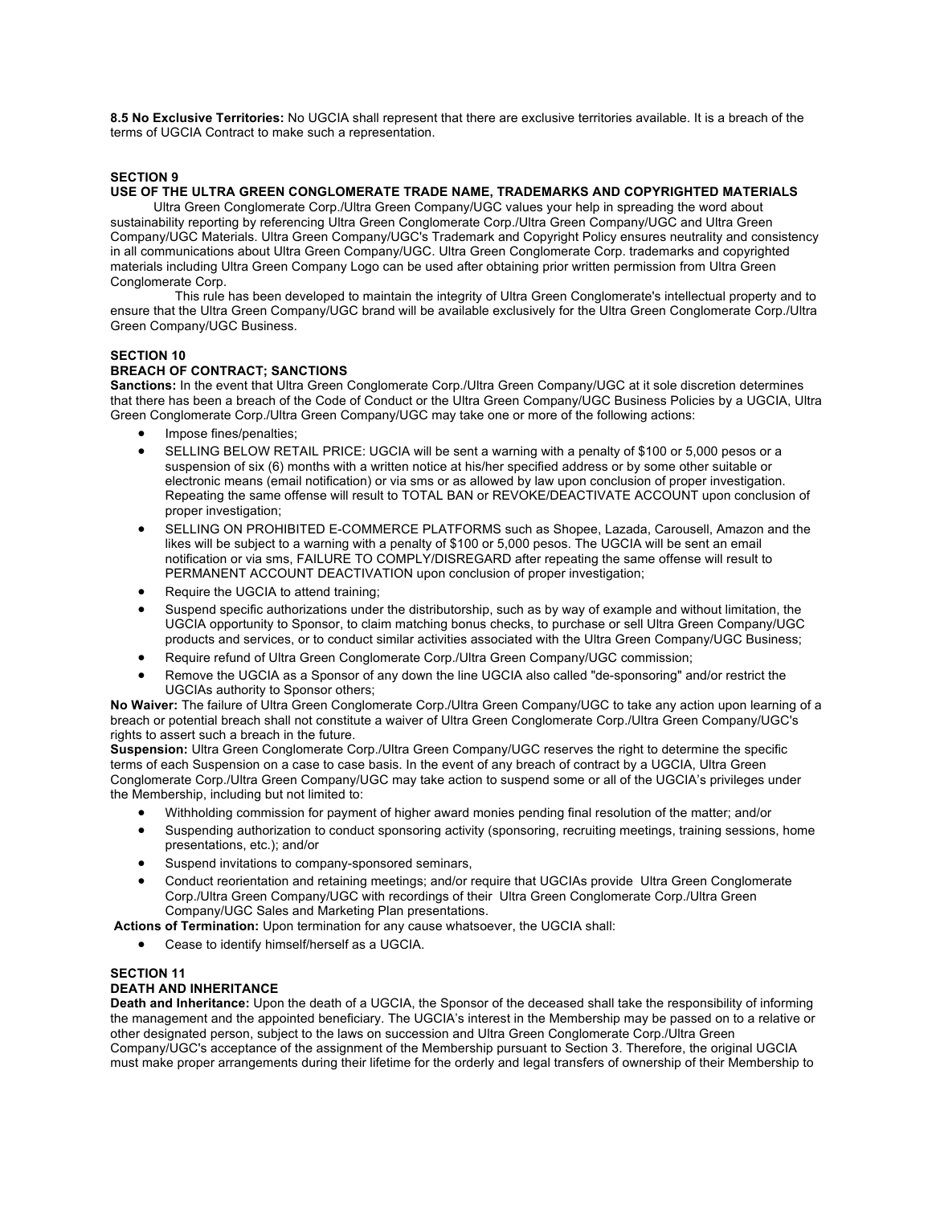**8.5 No Exclusive Territories:** No UGCIA shall represent that there are exclusive territories available. It is a breach of the terms of UGCIA Contract to make such a representation.

## SECTION 9

## USE OF THE ULTRA GREEN CONGLOMERATE TRADE NAME, TRADEMARKS AND COPYRIGHTED MATERIALS

Ultra Green Conglomerate Corp./Ultra Green Company/UGC values your help in spreading the word about sustainability reporting by referencing Ultra Green Conglomerate Corp./Ultra Green Company/UGC and Ultra Green Company/UGC Materials. Ultra Green Company/UGC's Trademark and Copyright Policy ensures neutrality and consistency in all communications about Ultra Green Company/UGC. Ultra Green Conglomerate Corp. trademarks and copyrighted materials including Ultra Green Company Logo can be used after obtaining prior written permission from Ultra Green Conglomerate Corp.

This rule has been developed to maintain the integrity of Ultra Green Conglomerate's intellectual property and to ensure that the Ultra Green Company/UGC brand will be available exclusively for the Ultra Green Conglomerate Corp./Ultra Green Company/UGC Business.

## SECTION 10

## BREACH OF CONTRACT; SANCTIONS

**Sanctions:** In the event that Ultra Green Conglomerate Corp./Ultra Green Company/UGC at it sole discretion determines that there has been a breach of the Code of Conduct or the Ultra Green Company/UGC Business Policies by a UGCIA, Ultra Green Conglomerate Corp./Ultra Green Company/UGC may take one or more of the following actions:

- Impose fines/penalties;
- SELLING BELOW RETAIL PRICE: UGCIA will be sent a warning with a penalty of $100 or 5,000 pesos or a suspension of six (6) months with a written notice at his/her specified address or by some other suitable or electronic means (email notification) or via sms or as allowed by law upon conclusion of proper investigation. Repeating the same offense will result to TOTAL BAN or REVOKE/DEACTIVATE ACCOUNT upon conclusion of proper investigation;
- SELLING ON PROHIBITED E-COMMERCE PLATFORMS such as Shopee, Lazada, Carousell, Amazon and the likes will be subject to a warning with a penalty of $100 or 5,000 pesos. The UGCIA will be sent an email notification or via sms, FAILURE TO COMPLY/DISREGARD after repeating the same offense will result to PERMANENT ACCOUNT DEACTIVATION upon conclusion of proper investigation;
- Require the UGCIA to attend training;
- Suspend specific authorizations under the distributorship, such as by way of example and without limitation, the UGCIA opportunity to Sponsor, to claim matching bonus checks, to purchase or sell Ultra Green Company/UGC products and services, or to conduct similar activities associated with the Ultra Green Company/UGC Business;
- Require refund of Ultra Green Conglomerate Corp./Ultra Green Company/UGC commission;
- Remove the UGCIA as a Sponsor of any down the line UGCIA also called "de-sponsoring" and/or restrict the UGCIAs authority to Sponsor others;

**No Waiver:** The failure of Ultra Green Conglomerate Corp./Ultra Green Company/UGC to take any action upon learning of a breach or potential breach shall not constitute a waiver of Ultra Green Conglomerate Corp./Ultra Green Company/UGC's rights to assert such a breach in the future.

**Suspension:** Ultra Green Conglomerate Corp./Ultra Green Company/UGC reserves the right to determine the specific terms of each Suspension on a case to case basis. In the event of any breach of contract by a UGCIA, Ultra Green Conglomerate Corp./Ultra Green Company/UGC may take action to suspend some or all of the UGCIA's privileges under the Membership, including but not limited to:

- Withholding commission for payment of higher award monies pending final resolution of the matter; and/or
- Suspending authorization to conduct sponsoring activity (sponsoring, recruiting meetings, training sessions, home presentations, etc.); and/or
- Suspend invitations to company-sponsored seminars,
- Conduct reorientation and retaining meetings; and/or require that UGCIAs provide Ultra Green Conglomerate Corp./Ultra Green Company/UGC with recordings of their Ultra Green Conglomerate Corp./Ultra Green Company/UGC Sales and Marketing Plan presentations.

**Actions of Termination:** Upon termination for any cause whatsoever, the UGCIA shall:

- Cease to identify himself/herself as a UGCIA.

## SECTION 11

## DEATH AND INHERITANCE

**Death and Inheritance:** Upon the death of a UGCIA, the Sponsor of the deceased shall take the responsibility of informing the management and the appointed beneficiary. The UGCIA's interest in the Membership may be passed on to a relative or other designated person, subject to the laws on succession and Ultra Green Conglomerate Corp./Ultra Green Company/UGC's acceptance of the assignment of the Membership pursuant to Section 3. Therefore, the original UGCIA must make proper arrangements during their lifetime for the orderly and legal transfers of ownership of their Membership to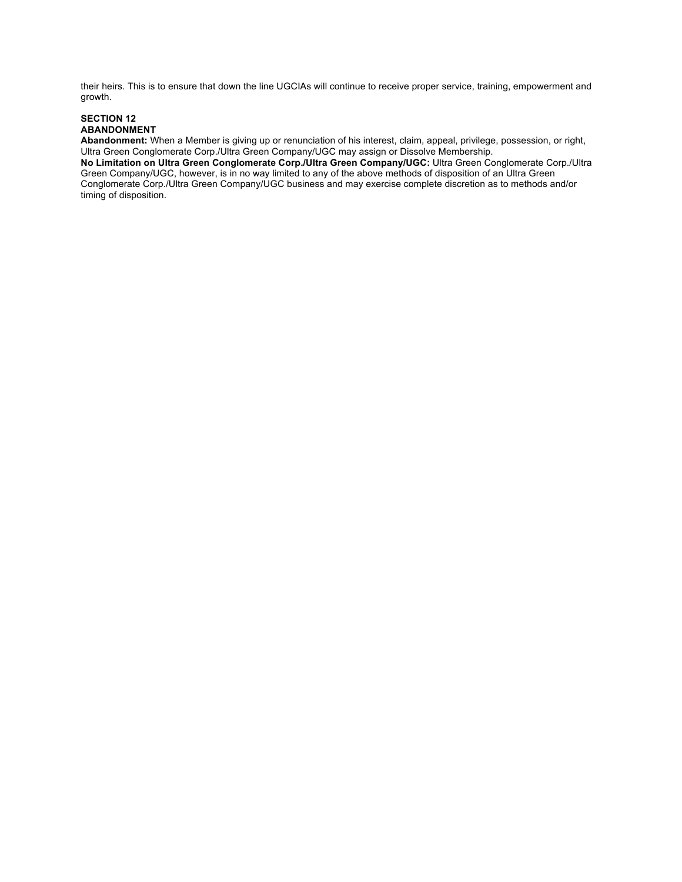their heirs. This is to ensure that down the line UGCIAs will continue to receive proper service, training, empowerment and growth.

**SECTION 12**
**ABANDONMENT**

**Abandonment:** When a Member is giving up or renunciation of his interest, claim, appeal, privilege, possession, or right, Ultra Green Conglomerate Corp./Ultra Green Company/UGC may assign or Dissolve Membership.

**No Limitation on Ultra Green Conglomerate Corp./Ultra Green Company/UGC:** Ultra Green Conglomerate Corp./Ultra Green Company/UGC, however, is in no way limited to any of the above methods of disposition of an Ultra Green Conglomerate Corp./Ultra Green Company/UGC business and may exercise complete discretion as to methods and/or timing of disposition.